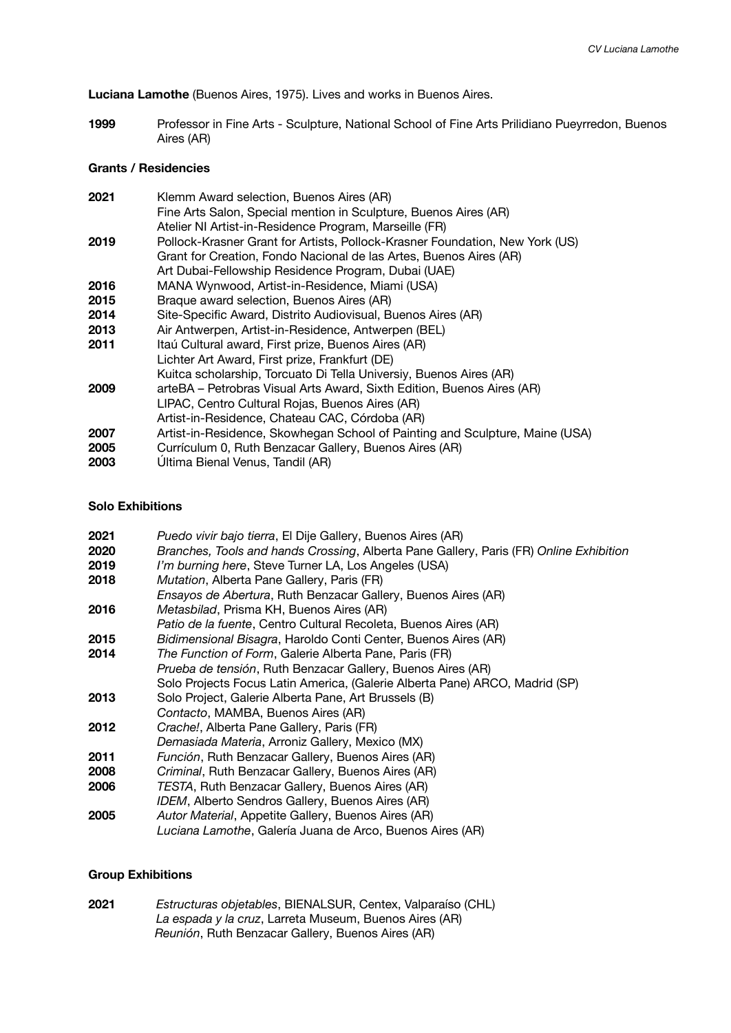**Luciana Lamothe** (Buenos Aires, 1975). Lives and works in Buenos Aires.

**1999** Professor in Fine Arts - Sculpture, National School of Fine Arts Prilidiano Pueyrredon, Buenos Aires (AR)

**Grants / Residencies**

**2021** Klemm Award selection, Buenos Aires (AR)
Fine Arts Salon, Special mention in Sculpture, Buenos Aires (AR)
Atelier NI Artist-in-Residence Program, Marseille (FR)
**2019** Pollock-Krasner Grant for Artists, Pollock-Krasner Foundation, New York (US)
Grant for Creation, Fondo Nacional de las Artes, Buenos Aires (AR)
Art Dubai-Fellowship Residence Program, Dubai (UAE)
**2016** MANA Wynwood, Artist-in-Residence, Miami (USA)
**2015** Braque award selection, Buenos Aires (AR)
**2014** Site-Specific Award, Distrito Audiovisual, Buenos Aires (AR)
**2013** Air Antwerpen, Artist-in-Residence, Antwerpen (BEL)
**2011** Itaú Cultural award, First prize, Buenos Aires (AR)
Lichter Art Award, First prize, Frankfurt (DE)
Kuitca scholarship, Torcuato Di Tella Universiy, Buenos Aires (AR)
**2009** arteBA – Petrobras Visual Arts Award, Sixth Edition, Buenos Aires (AR)
LIPAC, Centro Cultural Rojas, Buenos Aires (AR)
Artist-in-Residence, Chateau CAC, Córdoba (AR)
**2007** Artist-in-Residence, Skowhegan School of Painting and Sculpture, Maine (USA)
**2005** Currículum 0, Ruth Benzacar Gallery, Buenos Aires (AR)
**2003** Última Bienal Venus, Tandil (AR)

**Solo Exhibitions**

**2021** *Puedo vivir bajo tierra*, El Dije Gallery, Buenos Aires (AR)
**2020** *Branches, Tools and hands Crossing*, Alberta Pane Gallery, Paris (FR) *Online Exhibition*
**2019** *I'm burning here*, Steve Turner LA, Los Angeles (USA)
**2018** *Mutation*, Alberta Pane Gallery, Paris (FR)
*Ensayos de Abertura*, Ruth Benzacar Gallery, Buenos Aires (AR)
**2016** *Metasbilad*, Prisma KH, Buenos Aires (AR)
*Patio de la fuente*, Centro Cultural Recoleta, Buenos Aires (AR)
**2015** *Bidimensional Bisagra*, Haroldo Conti Center, Buenos Aires (AR)
**2014** *The Function of Form*, Galerie Alberta Pane, Paris (FR)
*Prueba de tensión*, Ruth Benzacar Gallery, Buenos Aires (AR)
Solo Projects Focus Latin America, (Galerie Alberta Pane) ARCO, Madrid (SP)
**2013** Solo Project, Galerie Alberta Pane, Art Brussels (B)
*Contacto*, MAMBA, Buenos Aires (AR)
**2012** *Crache!*, Alberta Pane Gallery, Paris (FR)
*Demasiada Materia*, Arroniz Gallery, Mexico (MX)
**2011** *Función*, Ruth Benzacar Gallery, Buenos Aires (AR)
**2008** *Criminal*, Ruth Benzacar Gallery, Buenos Aires (AR)
**2006** *TESTA*, Ruth Benzacar Gallery, Buenos Aires (AR)
*IDEM*, Alberto Sendros Gallery, Buenos Aires (AR)
**2005** *Autor Material*, Appetite Gallery, Buenos Aires (AR)
*Luciana Lamothe*, Galería Juana de Arco, Buenos Aires (AR)

**Group Exhibitions**

**2021** *Estructuras objetables*, BIENALSUR, Centex, Valparaíso (CHL)
*La espada y la cruz*, Larreta Museum, Buenos Aires (AR)
*Reunión*, Ruth Benzacar Gallery, Buenos Aires (AR)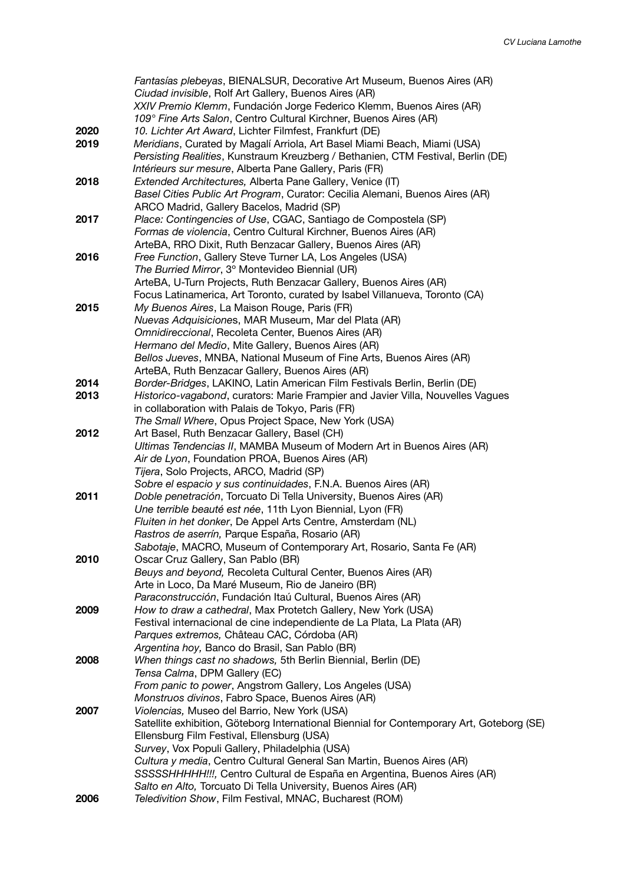| | |
|---|---|
| | *Fantasías plebeyas*, BIENALSUR, Decorative Art Museum, Buenos Aires (AR) |
| | *Ciudad invisible*, Rolf Art Gallery, Buenos Aires (AR) |
| | *XXIV Premio Klemm*, Fundación Jorge Federico Klemm, Buenos Aires (AR) |
| | *109° Fine Arts Salon*, Centro Cultural Kirchner, Buenos Aires (AR) |
| **2020** | *10. Lichter Art Award*, Lichter Filmfest, Frankfurt (DE) |
| **2019** | *Meridians*, Curated by Magalí Arriola, Art Basel Miami Beach, Miami (USA) |
| | *Persisting Realities*, Kunstraum Kreuzberg / Bethanien, CTM Festival, Berlin (DE) |
| | *Intérieurs sur mesure*, Alberta Pane Gallery, Paris (FR) |
| **2018** | *Extended Architectures,* Alberta Pane Gallery, Venice (IT) |
| | *Basel Cities Public Art Program*, Curator: Cecilia Alemani, Buenos Aires (AR) |
| | ARCO Madrid, Gallery Bacelos, Madrid (SP) |
| **2017** | *Place: Contingencies of Use*, CGAC, Santiago de Compostela (SP) |
| | *Formas de violencia*, Centro Cultural Kirchner, Buenos Aires (AR) |
| | ArteBA, RRO Dixit, Ruth Benzacar Gallery, Buenos Aires (AR) |
| **2016** | *Free Function*, Gallery Steve Turner LA, Los Angeles (USA) |
| | *The Burried Mirror*, 3° Montevideo Biennial (UR) |
| | ArteBA, U-Turn Projects, Ruth Benzacar Gallery, Buenos Aires (AR) |
| | Focus Latinamerica, Art Toronto, curated by Isabel Villanueva, Toronto (CA) |
| **2015** | *My Buenos Aires*, La Maison Rouge, Paris (FR) |
| | *Nuevas Adquisiciones*, MAR Museum, Mar del Plata (AR) |
| | *Omnidireccional*, Recoleta Center, Buenos Aires (AR) |
| | *Hermano del Medio*, Mite Gallery, Buenos Aires (AR) |
| | *Bellos Jueves*, MNBA, National Museum of Fine Arts, Buenos Aires (AR) |
| | ArteBA, Ruth Benzacar Gallery, Buenos Aires (AR) |
| **2014** | *Border-Bridges*, LAKINO, Latin American Film Festivals Berlin, Berlin (DE) |
| **2013** | *Historico-vagabond*, curators: Marie Frampier and Javier Villa, Nouvelles Vagues in collaboration with Palais de Tokyo, Paris (FR) |
| | *The Small Where*, Opus Project Space, New York (USA) |
| **2012** | Art Basel, Ruth Benzacar Gallery, Basel (CH) |
| | *Ultimas Tendencias II*, MAMBA Museum of Modern Art in Buenos Aires (AR) |
| | *Air de Lyon*, Foundation PROA, Buenos Aires (AR) |
| | *Tijera*, Solo Projects, ARCO, Madrid (SP) |
| | *Sobre el espacio y sus continuidades*, F.N.A. Buenos Aires (AR) |
| **2011** | *Doble penetración*, Torcuato Di Tella University, Buenos Aires (AR) |
| | *Une terrible beauté est née*, 11th Lyon Biennial, Lyon (FR) |
| | *Fluiten in het donker*, De Appel Arts Centre, Amsterdam (NL) |
| | *Rastros de aserrín,* Parque España, Rosario (AR) |
| | *Sabotaje*, MACRO, Museum of Contemporary Art, Rosario, Santa Fe (AR) |
| **2010** | Oscar Cruz Gallery, San Pablo (BR) |
| | *Beuys and beyond,* Recoleta Cultural Center, Buenos Aires (AR) |
| | Arte in Loco, Da Maré Museum, Rio de Janeiro (BR) |
| | *Paraconstrucción*, Fundación Itaú Cultural, Buenos Aires (AR) |
| **2009** | *How to draw a cathedral*, Max Protetch Gallery, New York (USA) |
| | Festival internacional de cine independiente de La Plata, La Plata (AR) |
| | *Parques extremos,* Château CAC, Córdoba (AR) |
| | *Argentina hoy,* Banco do Brasil, San Pablo (BR) |
| **2008** | *When things cast no shadows,* 5th Berlin Biennial, Berlin (DE) |
| | *Tensa Calma*, DPM Gallery (EC) |
| | *From panic to power*, Angstrom Gallery, Los Angeles (USA) |
| | *Monstruos divinos*, Fabro Space, Buenos Aires (AR) |
| **2007** | *Violencias,* Museo del Barrio, New York (USA) |
| | Satellite exhibition, Göteborg International Biennial for Contemporary Art, Goteborg (SE) |
| | Ellensburg Film Festival, Ellensburg (USA) |
| | *Survey*, Vox Populi Gallery, Philadelphia (USA) |
| | *Cultura y media*, Centro Cultural General San Martin, Buenos Aires (AR) |
| | *SSSSSHHHHH!!!,* Centro Cultural de España en Argentina, Buenos Aires (AR) |
| | *Salto en Alto,* Torcuato Di Tella University, Buenos Aires (AR) |
| **2006** | *Teledivition Show*, Film Festival, MNAC, Bucharest (ROM) |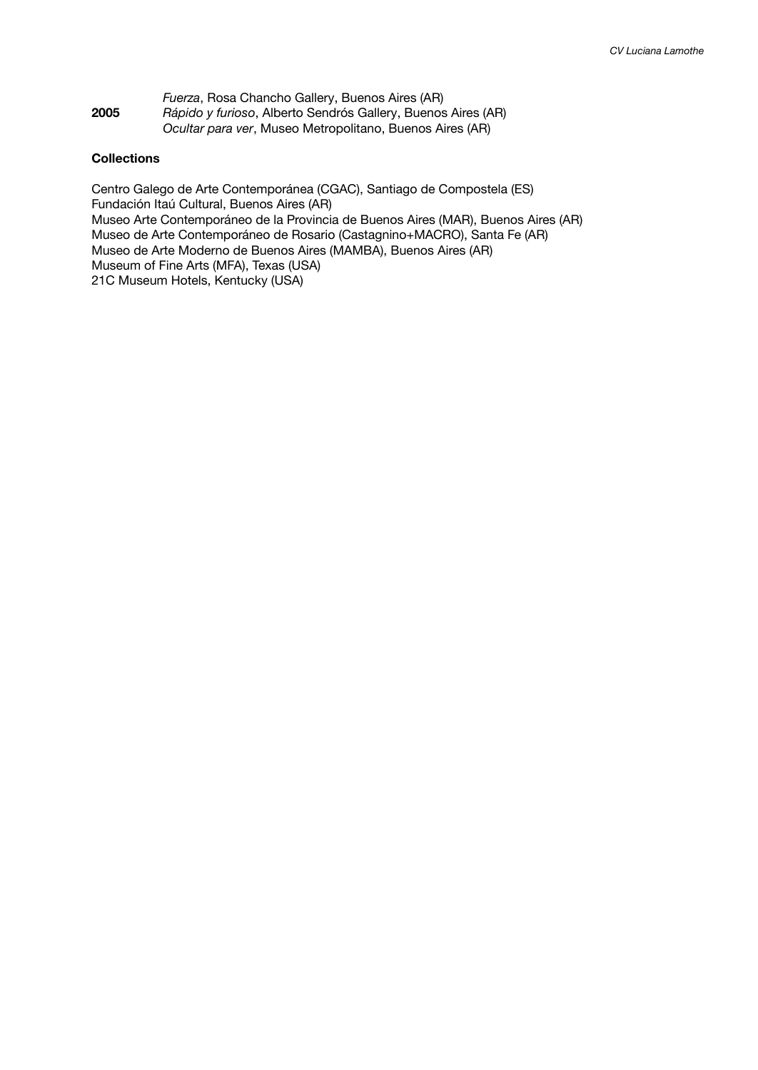*Fuerza*, Rosa Chancho Gallery, Buenos Aires (AR)

**2005** *Rápido y furioso*, Alberto Sendrós Gallery, Buenos Aires (AR)
*Ocultar para ver*, Museo Metropolitano, Buenos Aires (AR)

**Collections**

Centro Galego de Arte Contemporánea (CGAC), Santiago de Compostela (ES)
Fundación Itaú Cultural, Buenos Aires (AR)
Museo Arte Contemporáneo de la Provincia de Buenos Aires (MAR), Buenos Aires (AR)
Museo de Arte Contemporáneo de Rosario (Castagnino+MACRO), Santa Fe (AR)
Museo de Arte Moderno de Buenos Aires (MAMBA), Buenos Aires (AR)
Museum of Fine Arts (MFA), Texas (USA)
21C Museum Hotels, Kentucky (USA)